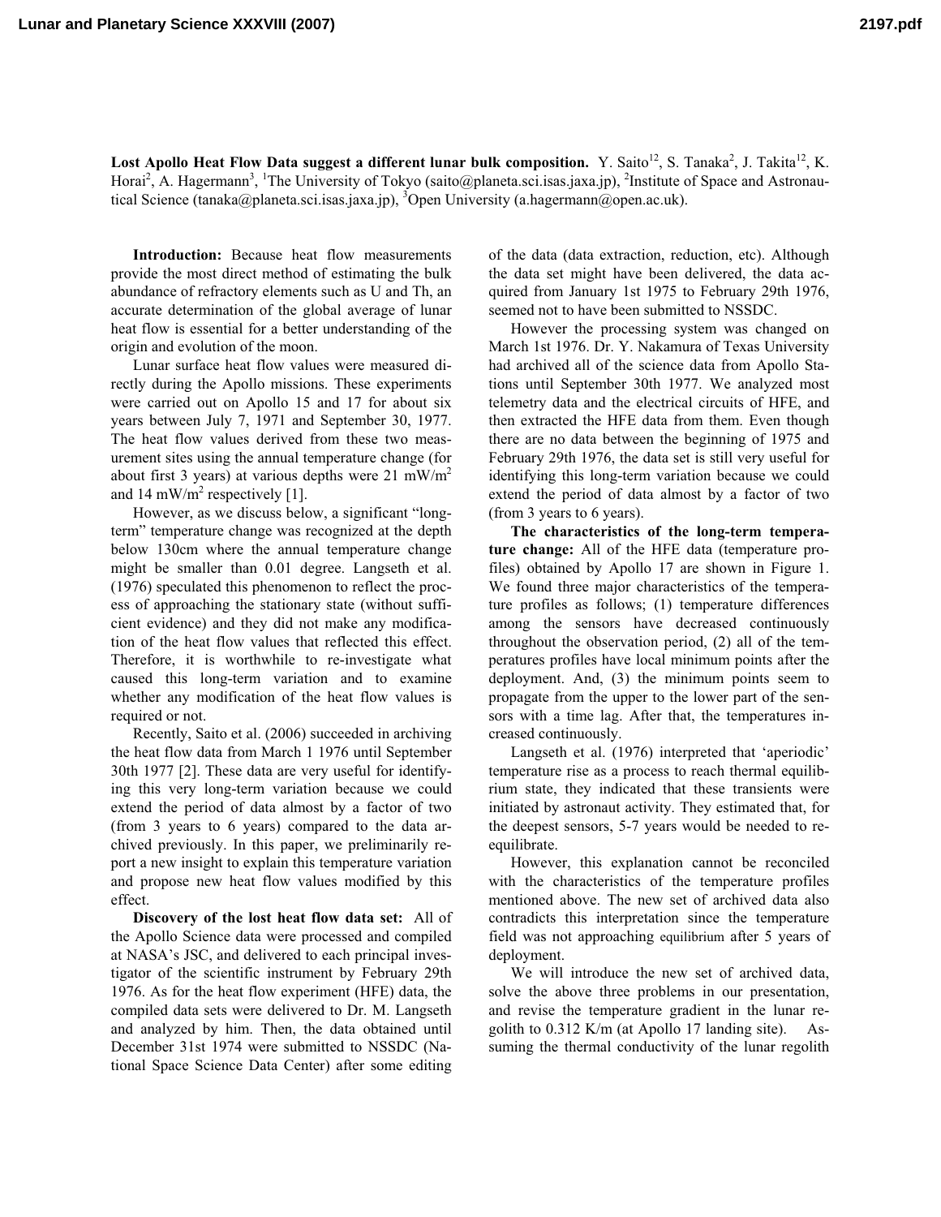**Lost Apollo Heat Flow Data suggest a different lunar bulk composition.** Y. Saito[12], S. Tanaka[2], J. Takita[12], K. Horai[2], A. Hagermann[3], [1]The University of Tokyo (saito@planeta.sci.isas.jaxa.jp), [2]Institute of Space and Astronautical Science (tanaka@planeta.sci.isas.jaxa.jp), [3]Open University (a.hagermann@open.ac.uk).

**Introduction:** Because heat flow measurements provide the most direct method of estimating the bulk abundance of refractory elements such as U and Th, an accurate determination of the global average of lunar heat flow is essential for a better understanding of the origin and evolution of the moon.

Lunar surface heat flow values were measured directly during the Apollo missions. These experiments were carried out on Apollo 15 and 17 for about six years between July 7, 1971 and September 30, 1977. The heat flow values derived from these two measurement sites using the annual temperature change (for about first 3 years) at various depths were 21 $mW/m^2$ and 14 $mW/m^2$ respectively [1].

However, as we discuss below, a significant "long-term" temperature change was recognized at the depth below 130cm where the annual temperature change might be smaller than 0.01 degree. Langseth et al. (1976) speculated this phenomenon to reflect the process of approaching the stationary state (without sufficient evidence) and they did not make any modification of the heat flow values that reflected this effect. Therefore, it is worthwhile to re-investigate what caused this long-term variation and to examine whether any modification of the heat flow values is required or not.

Recently, Saito et al. (2006) succeeded in archiving the heat flow data from March 1 1976 until September 30th 1977 [2]. These data are very useful for identifying this very long-term variation because we could extend the period of data almost by a factor of two (from 3 years to 6 years) compared to the data archived previously. In this paper, we preliminarily report a new insight to explain this temperature variation and propose new heat flow values modified by this effect.

**Discovery of the lost heat flow data set:** All of the Apollo Science data were processed and compiled at NASA's JSC, and delivered to each principal investigator of the scientific instrument by February 29th 1976. As for the heat flow experiment (HFE) data, the compiled data sets were delivered to Dr. M. Langseth and analyzed by him. Then, the data obtained until December 31st 1974 were submitted to NSSDC (National Space Science Data Center) after some editing of the data (data extraction, reduction, etc). Although the data set might have been delivered, the data acquired from January 1st 1975 to February 29th 1976, seemed not to have been submitted to NSSDC.

However the processing system was changed on March 1st 1976. Dr. Y. Nakamura of Texas University had archived all of the science data from Apollo Stations until September 30th 1977. We analyzed most telemetry data and the electrical circuits of HFE, and then extracted the HFE data from them. Even though there are no data between the beginning of 1975 and February 29th 1976, the data set is still very useful for identifying this long-term variation because we could extend the period of data almost by a factor of two (from 3 years to 6 years).

**The characteristics of the long-term temperature change:** All of the HFE data (temperature profiles) obtained by Apollo 17 are shown in Figure 1. We found three major characteristics of the temperature profiles as follows; (1) temperature differences among the sensors have decreased continuously throughout the observation period, (2) all of the temperatures profiles have local minimum points after the deployment. And, (3) the minimum points seem to propagate from the upper to the lower part of the sensors with a time lag. After that, the temperatures increased continuously.

Langseth et al. (1976) interpreted that 'aperiodic' temperature rise as a process to reach thermal equilibrium state, they indicated that these transients were initiated by astronaut activity. They estimated that, for the deepest sensors, 5-7 years would be needed to re-equilibrate.

However, this explanation cannot be reconciled with the characteristics of the temperature profiles mentioned above. The new set of archived data also contradicts this interpretation since the temperature field was not approaching equilibrium after 5 years of deployment.

We will introduce the new set of archived data, solve the above three problems in our presentation, and revise the temperature gradient in the lunar regolith to 0.312 K/m (at Apollo 17 landing site). Assuming the thermal conductivity of the lunar regolith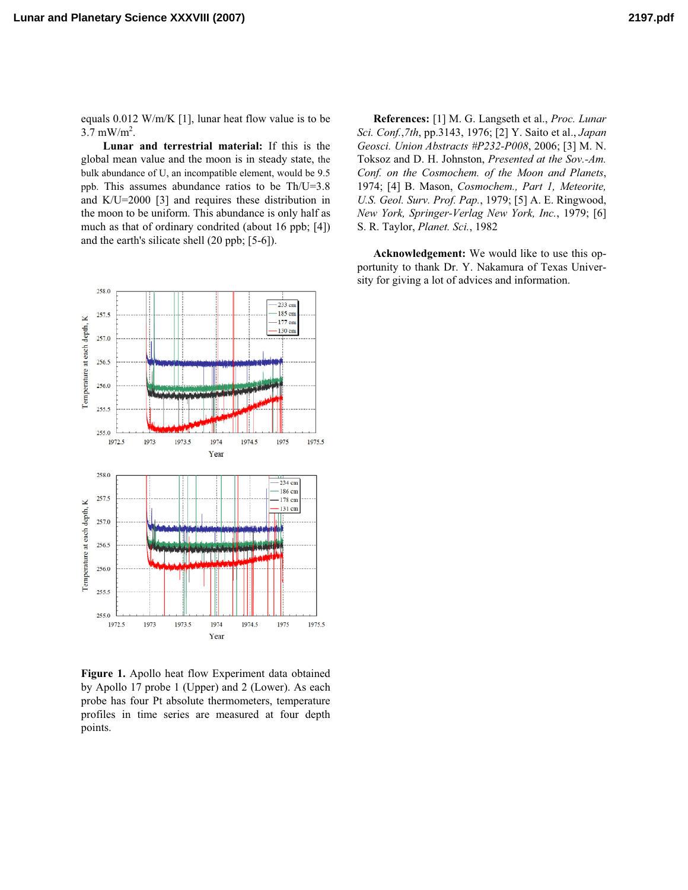equals 0.012 W/m/K [1], lunar heat flow value is to be 3.7 mW/m$^2$.

**Lunar and terrestrial material:** If this is the global mean value and the moon is in steady state, the bulk abundance of U, an incompatible element, would be 9.5 ppb. This assumes abundance ratios to be Th/U=3.8 and K/U=2000 [3] and requires these distribution in the moon to be uniform. This abundance is only half as much as that of ordinary condrited (about 16 ppb; [4]) and the earth's silicate shell (20 ppb; [5-6]).

258.0
257.5
257.0
256.5
256.0
255.5
255.0
Temperature at each depth, K
1972.5
1973
1973.5
1974
1974.5
1975
1975.5
Year
233 cm
185 cm
177 cm
130 cm

258.0
257.5
257.0
256.5
256.0
255.5
255.0
Temperature at each depth, K
1972.5
1973
1973.5
1974
1974.5
1975
1975.5
Year
234 cm
186 cm
178 cm
131 cm

**Figure 1.** Apollo heat flow Experiment data obtained by Apollo 17 probe 1 (Upper) and 2 (Lower). As each probe has four Pt absolute thermometers, temperature profiles in time series are measured at four depth points.

**References:** [1] M. G. Langseth et al., *Proc. Lunar Sci. Conf.,7th*, pp.3143, 1976; [2] Y. Saito et al., *Japan Geosci. Union Abstracts #P232-P008*, 2006; [3] M. N. Toksoz and D. H. Johnston, *Presented at the Sov.-Am. Conf. on the Cosmochem. of the Moon and Planets*, 1974; [4] B. Mason, *Cosmochem., Part 1, Meteorite, U.S. Geol. Surv. Prof. Pap.*, 1979; [5] A. E. Ringwood, *New York, Springer-Verlag New York, Inc.*, 1979; [6] S. R. Taylor, *Planet. Sci.*, 1982

**Acknowledgement:** We would like to use this opportunity to thank Dr. Y. Nakamura of Texas University for giving a lot of advices and information.